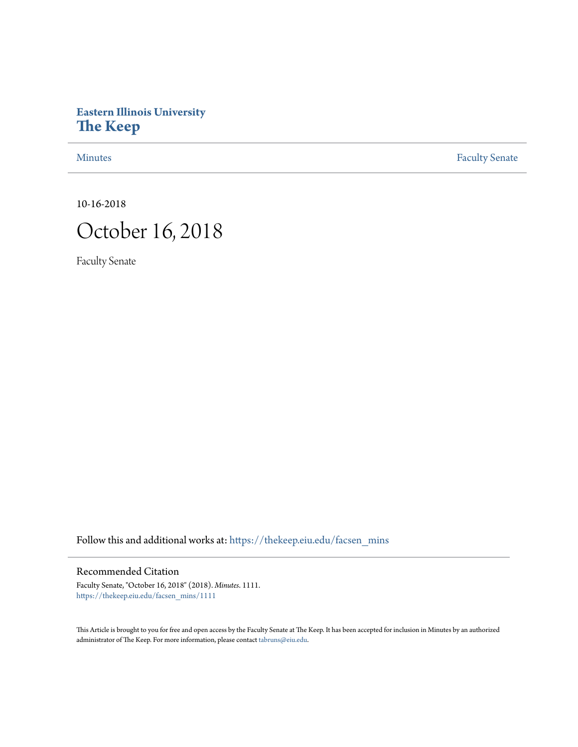Eastern Illinois University
**The Keep**

Minutes | Faculty Senate

10-16-2018

# October 16, 2018

Faculty Senate

Follow this and additional works at: https://thekeep.eiu.edu/facsen_mins

## Recommended Citation

Faculty Senate, "October 16, 2018" (2018). *Minutes*. 1111.
https://thekeep.eiu.edu/facsen_mins/1111

This Article is brought to you for free and open access by the Faculty Senate at The Keep. It has been accepted for inclusion in Minutes by an authorized administrator of The Keep. For more information, please contact tabruns@eiu.edu.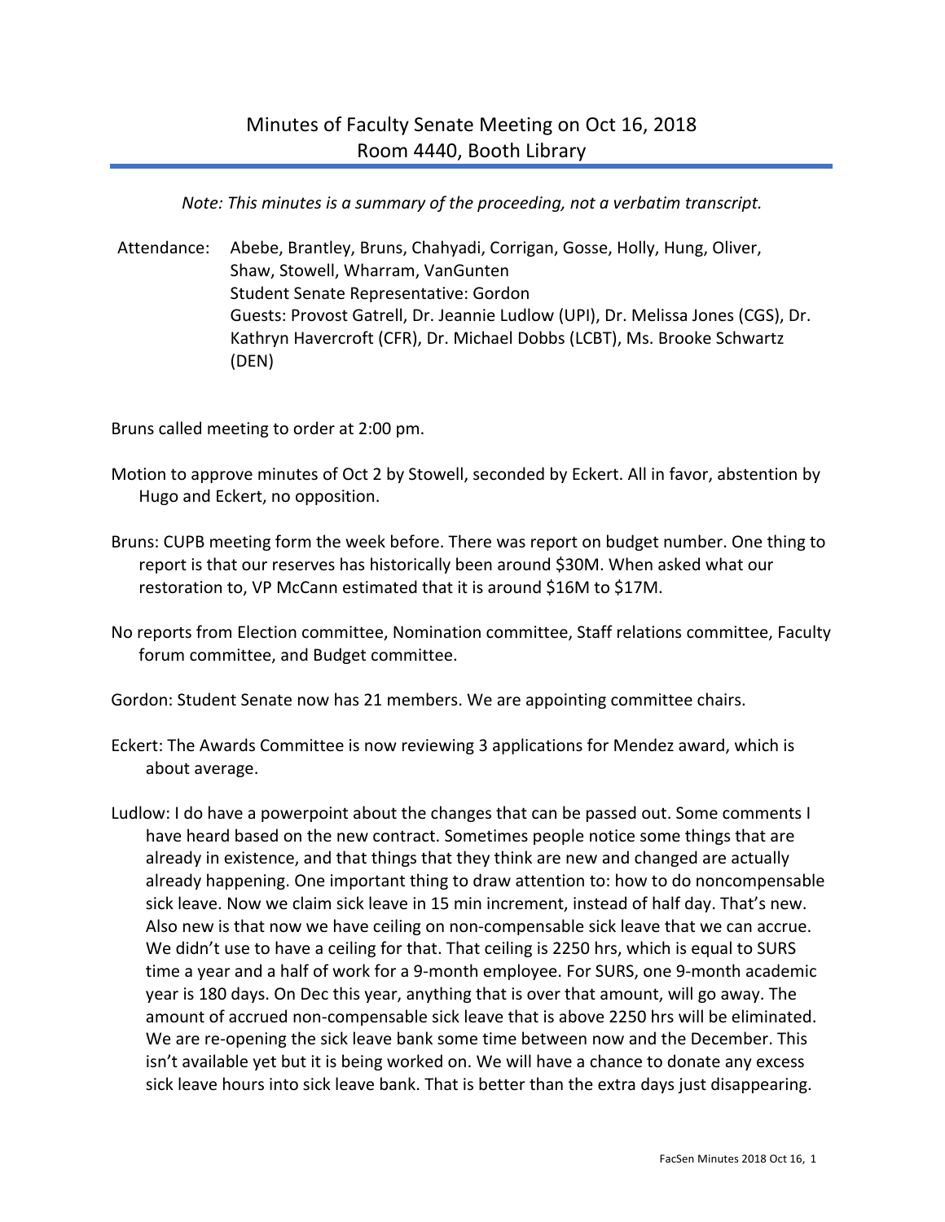# Minutes of Faculty Senate Meeting on Oct 16, 2018
## Room 4440, Booth Library

*Note: This minutes is a summary of the proceeding, not a verbatim transcript.*

Attendance: Abebe, Brantley, Bruns, Chahyadi, Corrigan, Gosse, Holly, Hung, Oliver, Shaw, Stowell, Wharram, VanGunten
Student Senate Representative: Gordon
Guests: Provost Gatrell, Dr. Jeannie Ludlow (UPI), Dr. Melissa Jones (CGS), Dr. Kathryn Havercroft (CFR), Dr. Michael Dobbs (LCBT), Ms. Brooke Schwartz (DEN)

Bruns called meeting to order at 2:00 pm.

Motion to approve minutes of Oct 2 by Stowell, seconded by Eckert. All in favor, abstention by Hugo and Eckert, no opposition.

Bruns: CUPB meeting form the week before. There was report on budget number. One thing to report is that our reserves has historically been around $30M. When asked what our restoration to, VP McCann estimated that it is around $16M to $17M.

No reports from Election committee, Nomination committee, Staff relations committee, Faculty forum committee, and Budget committee.

Gordon: Student Senate now has 21 members. We are appointing committee chairs.

Eckert: The Awards Committee is now reviewing 3 applications for Mendez award, which is about average.

Ludlow: I do have a powerpoint about the changes that can be passed out. Some comments I have heard based on the new contract. Sometimes people notice some things that are already in existence, and that things that they think are new and changed are actually already happening. One important thing to draw attention to: how to do noncompensable sick leave. Now we claim sick leave in 15 min increment, instead of half day. That's new. Also new is that now we have ceiling on non-compensable sick leave that we can accrue. We didn't use to have a ceiling for that. That ceiling is 2250 hrs, which is equal to SURS time a year and a half of work for a 9-month employee. For SURS, one 9-month academic year is 180 days. On Dec this year, anything that is over that amount, will go away. The amount of accrued non-compensable sick leave that is above 2250 hrs will be eliminated. We are re-opening the sick leave bank some time between now and the December. This isn't available yet but it is being worked on. We will have a chance to donate any excess sick leave hours into sick leave bank. That is better than the extra days just disappearing.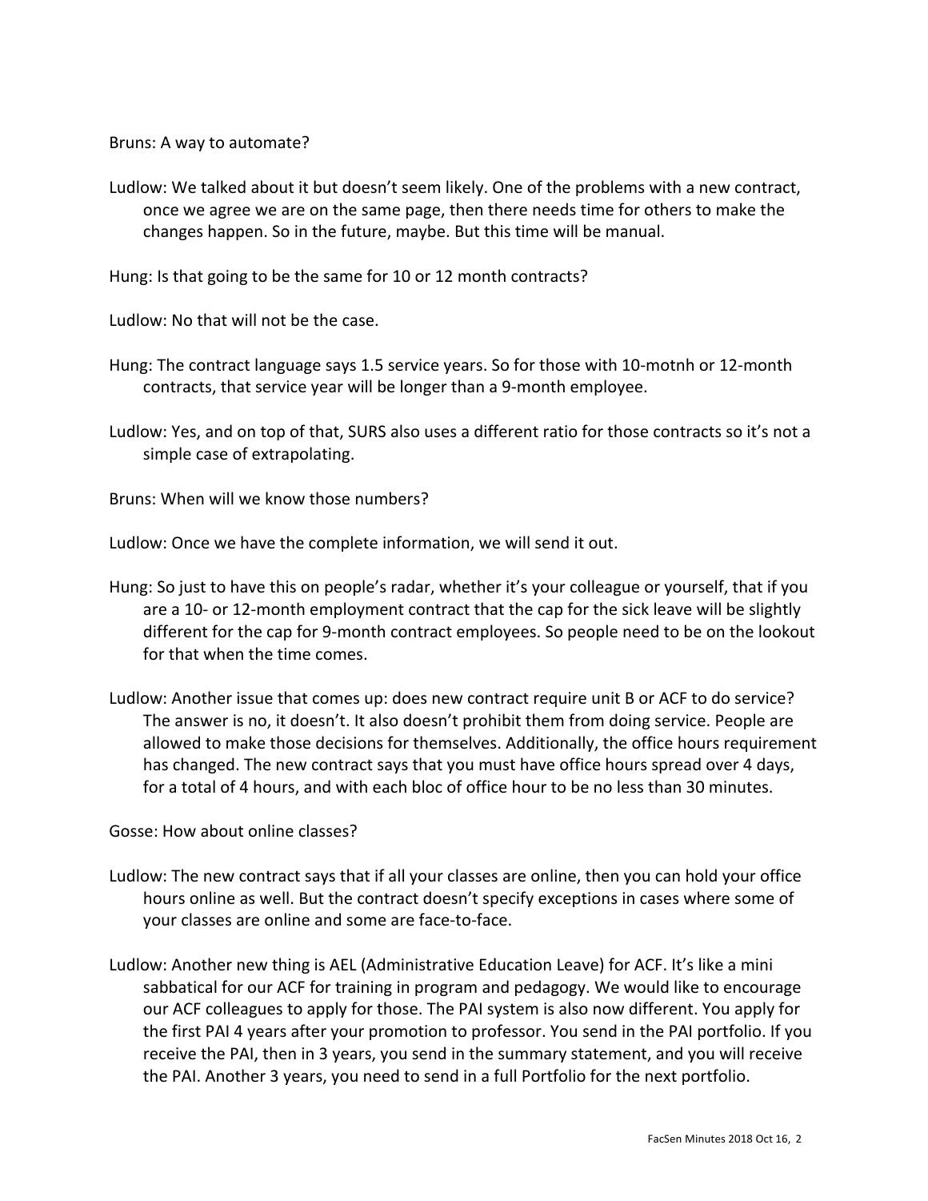Bruns: A way to automate?

Ludlow: We talked about it but doesn't seem likely. One of the problems with a new contract, once we agree we are on the same page, then there needs time for others to make the changes happen. So in the future, maybe. But this time will be manual.

Hung: Is that going to be the same for 10 or 12 month contracts?

Ludlow: No that will not be the case.

Hung: The contract language says 1.5 service years. So for those with 10-motnh or 12-month contracts, that service year will be longer than a 9-month employee.

Ludlow: Yes, and on top of that, SURS also uses a different ratio for those contracts so it's not a simple case of extrapolating.

Bruns: When will we know those numbers?

Ludlow: Once we have the complete information, we will send it out.

Hung: So just to have this on people's radar, whether it's your colleague or yourself, that if you are a 10- or 12-month employment contract that the cap for the sick leave will be slightly different for the cap for 9-month contract employees. So people need to be on the lookout for that when the time comes.

Ludlow: Another issue that comes up: does new contract require unit B or ACF to do service? The answer is no, it doesn't. It also doesn't prohibit them from doing service. People are allowed to make those decisions for themselves. Additionally, the office hours requirement has changed. The new contract says that you must have office hours spread over 4 days, for a total of 4 hours, and with each bloc of office hour to be no less than 30 minutes.

Gosse: How about online classes?

Ludlow: The new contract says that if all your classes are online, then you can hold your office hours online as well. But the contract doesn't specify exceptions in cases where some of your classes are online and some are face-to-face.

Ludlow: Another new thing is AEL (Administrative Education Leave) for ACF. It's like a mini sabbatical for our ACF for training in program and pedagogy. We would like to encourage our ACF colleagues to apply for those. The PAI system is also now different. You apply for the first PAI 4 years after your promotion to professor. You send in the PAI portfolio. If you receive the PAI, then in 3 years, you send in the summary statement, and you will receive the PAI. Another 3 years, you need to send in a full Portfolio for the next portfolio.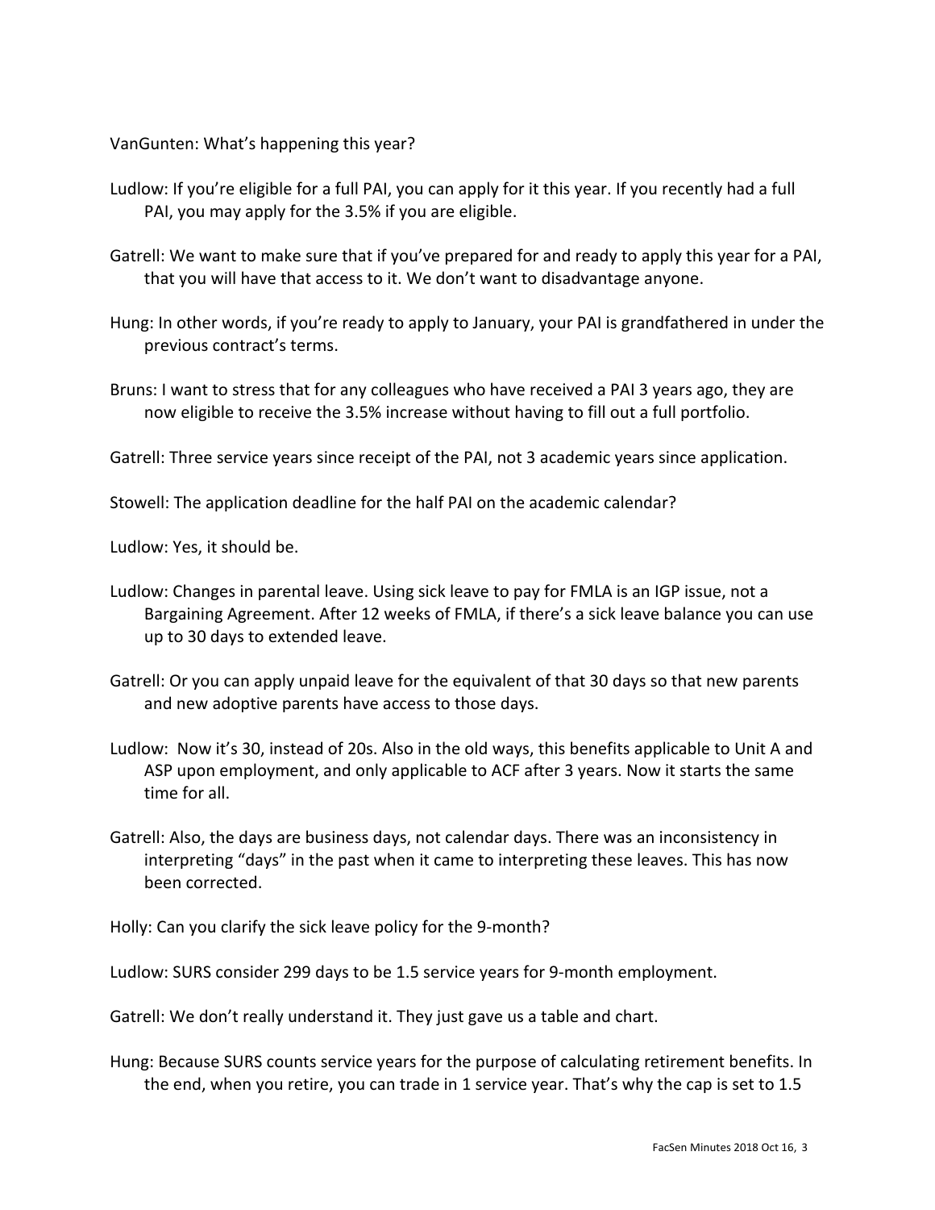VanGunten: What's happening this year?

Ludlow: If you're eligible for a full PAI, you can apply for it this year. If you recently had a full PAI, you may apply for the 3.5% if you are eligible.

Gatrell: We want to make sure that if you've prepared for and ready to apply this year for a PAI, that you will have that access to it. We don't want to disadvantage anyone.

Hung: In other words, if you're ready to apply to January, your PAI is grandfathered in under the previous contract's terms.

Bruns: I want to stress that for any colleagues who have received a PAI 3 years ago, they are now eligible to receive the 3.5% increase without having to fill out a full portfolio.

Gatrell: Three service years since receipt of the PAI, not 3 academic years since application.

Stowell: The application deadline for the half PAI on the academic calendar?

Ludlow: Yes, it should be.

Ludlow: Changes in parental leave. Using sick leave to pay for FMLA is an IGP issue, not a Bargaining Agreement. After 12 weeks of FMLA, if there's a sick leave balance you can use up to 30 days to extended leave.

Gatrell: Or you can apply unpaid leave for the equivalent of that 30 days so that new parents and new adoptive parents have access to those days.

Ludlow: Now it's 30, instead of 20s. Also in the old ways, this benefits applicable to Unit A and ASP upon employment, and only applicable to ACF after 3 years. Now it starts the same time for all.

Gatrell: Also, the days are business days, not calendar days. There was an inconsistency in interpreting "days" in the past when it came to interpreting these leaves. This has now been corrected.

Holly: Can you clarify the sick leave policy for the 9-month?

Ludlow: SURS consider 299 days to be 1.5 service years for 9-month employment.

Gatrell: We don't really understand it. They just gave us a table and chart.

Hung: Because SURS counts service years for the purpose of calculating retirement benefits. In the end, when you retire, you can trade in 1 service year. That's why the cap is set to 1.5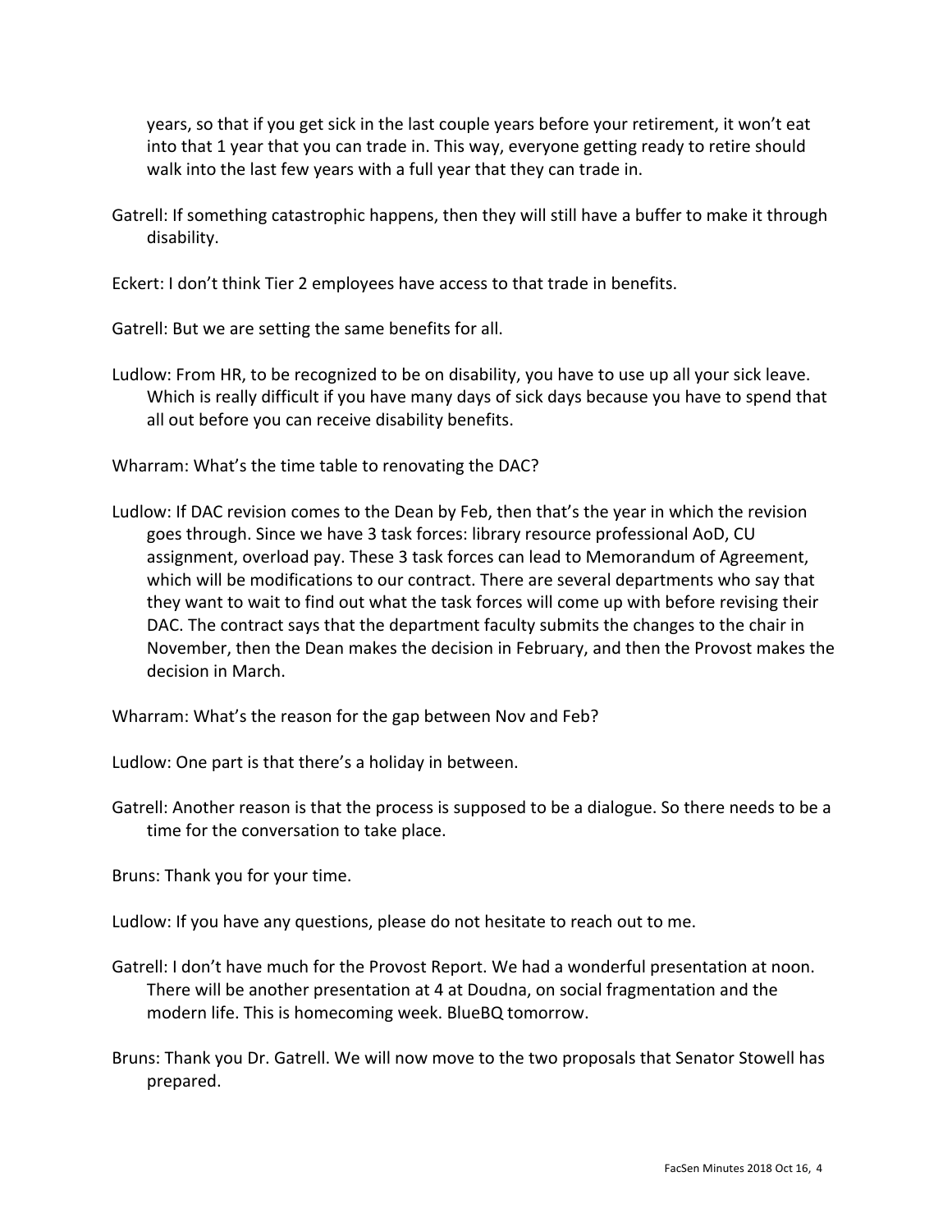years, so that if you get sick in the last couple years before your retirement, it won't eat into that 1 year that you can trade in. This way, everyone getting ready to retire should walk into the last few years with a full year that they can trade in.

Gatrell: If something catastrophic happens, then they will still have a buffer to make it through disability.

Eckert: I don't think Tier 2 employees have access to that trade in benefits.

Gatrell: But we are setting the same benefits for all.

Ludlow: From HR, to be recognized to be on disability, you have to use up all your sick leave. Which is really difficult if you have many days of sick days because you have to spend that all out before you can receive disability benefits.

Wharram: What's the time table to renovating the DAC?

Ludlow: If DAC revision comes to the Dean by Feb, then that's the year in which the revision goes through. Since we have 3 task forces: library resource professional AoD, CU assignment, overload pay. These 3 task forces can lead to Memorandum of Agreement, which will be modifications to our contract. There are several departments who say that they want to wait to find out what the task forces will come up with before revising their DAC. The contract says that the department faculty submits the changes to the chair in November, then the Dean makes the decision in February, and then the Provost makes the decision in March.

Wharram: What's the reason for the gap between Nov and Feb?

Ludlow: One part is that there's a holiday in between.

Gatrell: Another reason is that the process is supposed to be a dialogue. So there needs to be a time for the conversation to take place.

Bruns: Thank you for your time.

Ludlow: If you have any questions, please do not hesitate to reach out to me.

Gatrell: I don't have much for the Provost Report. We had a wonderful presentation at noon. There will be another presentation at 4 at Doudna, on social fragmentation and the modern life. This is homecoming week. BlueBQ tomorrow.

Bruns: Thank you Dr. Gatrell. We will now move to the two proposals that Senator Stowell has prepared.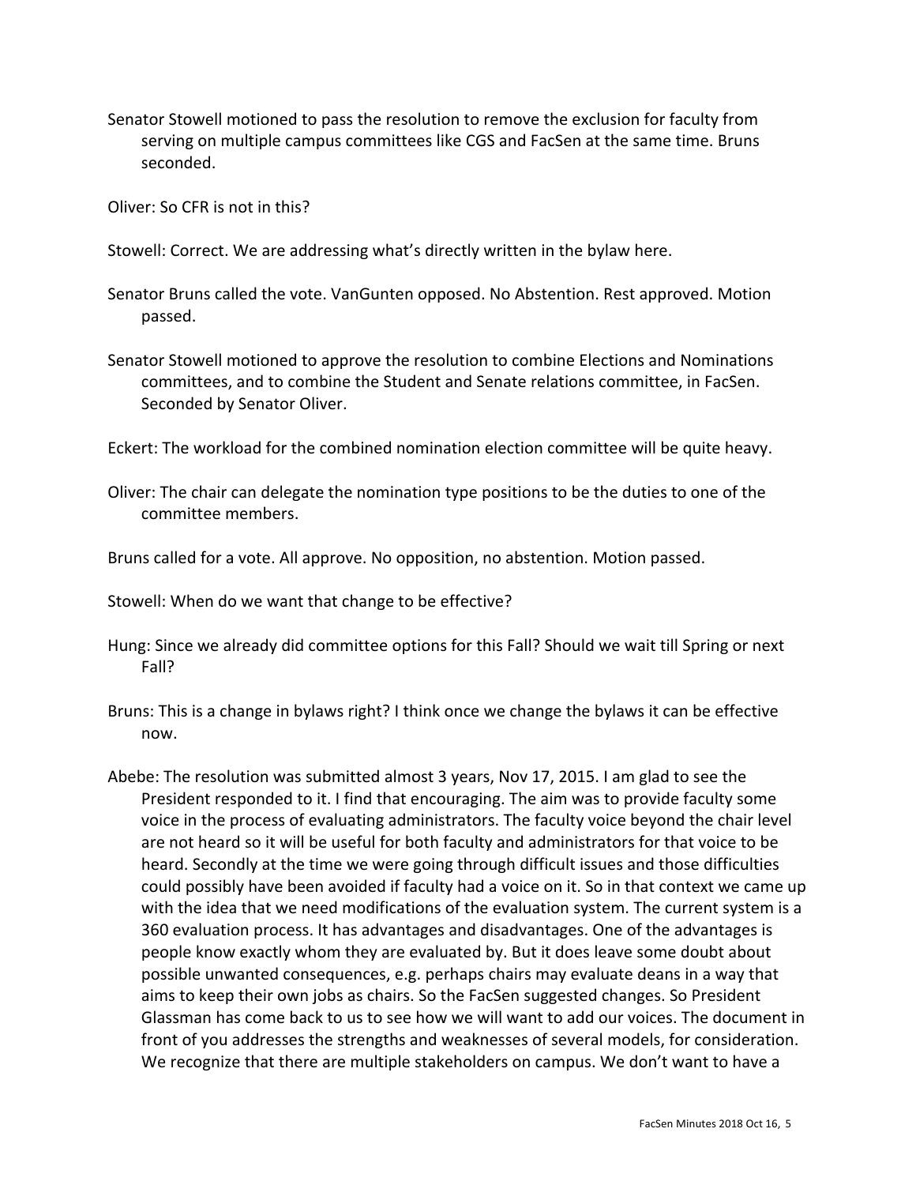Senator Stowell motioned to pass the resolution to remove the exclusion for faculty from serving on multiple campus committees like CGS and FacSen at the same time. Bruns seconded.

Oliver: So CFR is not in this?

Stowell: Correct. We are addressing what's directly written in the bylaw here.

Senator Bruns called the vote. VanGunten opposed. No Abstention. Rest approved. Motion passed.

Senator Stowell motioned to approve the resolution to combine Elections and Nominations committees, and to combine the Student and Senate relations committee, in FacSen. Seconded by Senator Oliver.

Eckert: The workload for the combined nomination election committee will be quite heavy.

Oliver: The chair can delegate the nomination type positions to be the duties to one of the committee members.

Bruns called for a vote. All approve. No opposition, no abstention. Motion passed.

Stowell: When do we want that change to be effective?

Hung: Since we already did committee options for this Fall? Should we wait till Spring or next Fall?

Bruns: This is a change in bylaws right? I think once we change the bylaws it can be effective now.

Abebe: The resolution was submitted almost 3 years, Nov 17, 2015. I am glad to see the President responded to it. I find that encouraging. The aim was to provide faculty some voice in the process of evaluating administrators. The faculty voice beyond the chair level are not heard so it will be useful for both faculty and administrators for that voice to be heard. Secondly at the time we were going through difficult issues and those difficulties could possibly have been avoided if faculty had a voice on it. So in that context we came up with the idea that we need modifications of the evaluation system. The current system is a 360 evaluation process. It has advantages and disadvantages. One of the advantages is people know exactly whom they are evaluated by. But it does leave some doubt about possible unwanted consequences, e.g. perhaps chairs may evaluate deans in a way that aims to keep their own jobs as chairs. So the FacSen suggested changes. So President Glassman has come back to us to see how we will want to add our voices. The document in front of you addresses the strengths and weaknesses of several models, for consideration. We recognize that there are multiple stakeholders on campus. We don't want to have a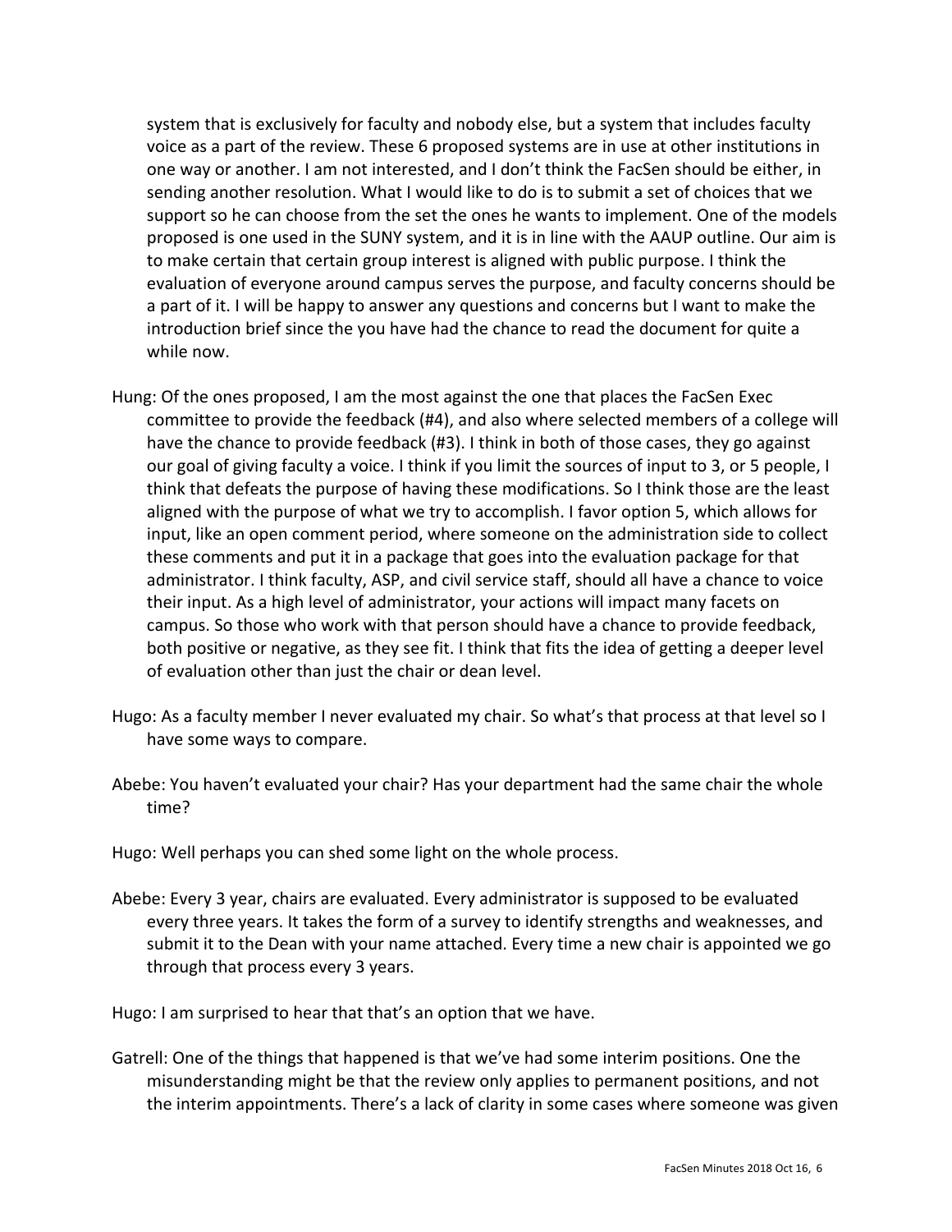system that is exclusively for faculty and nobody else, but a system that includes faculty voice as a part of the review. These 6 proposed systems are in use at other institutions in one way or another. I am not interested, and I don't think the FacSen should be either, in sending another resolution. What I would like to do is to submit a set of choices that we support so he can choose from the set the ones he wants to implement. One of the models proposed is one used in the SUNY system, and it is in line with the AAUP outline. Our aim is to make certain that certain group interest is aligned with public purpose. I think the evaluation of everyone around campus serves the purpose, and faculty concerns should be a part of it. I will be happy to answer any questions and concerns but I want to make the introduction brief since the you have had the chance to read the document for quite a while now.

Hung: Of the ones proposed, I am the most against the one that places the FacSen Exec committee to provide the feedback (#4), and also where selected members of a college will have the chance to provide feedback (#3). I think in both of those cases, they go against our goal of giving faculty a voice. I think if you limit the sources of input to 3, or 5 people, I think that defeats the purpose of having these modifications. So I think those are the least aligned with the purpose of what we try to accomplish. I favor option 5, which allows for input, like an open comment period, where someone on the administration side to collect these comments and put it in a package that goes into the evaluation package for that administrator. I think faculty, ASP, and civil service staff, should all have a chance to voice their input. As a high level of administrator, your actions will impact many facets on campus. So those who work with that person should have a chance to provide feedback, both positive or negative, as they see fit. I think that fits the idea of getting a deeper level of evaluation other than just the chair or dean level.

Hugo: As a faculty member I never evaluated my chair. So what's that process at that level so I have some ways to compare.

Abebe: You haven't evaluated your chair? Has your department had the same chair the whole time?

Hugo: Well perhaps you can shed some light on the whole process.

Abebe: Every 3 year, chairs are evaluated. Every administrator is supposed to be evaluated every three years. It takes the form of a survey to identify strengths and weaknesses, and submit it to the Dean with your name attached. Every time a new chair is appointed we go through that process every 3 years.

Hugo: I am surprised to hear that that's an option that we have.

Gatrell: One of the things that happened is that we've had some interim positions. One the misunderstanding might be that the review only applies to permanent positions, and not the interim appointments. There's a lack of clarity in some cases where someone was given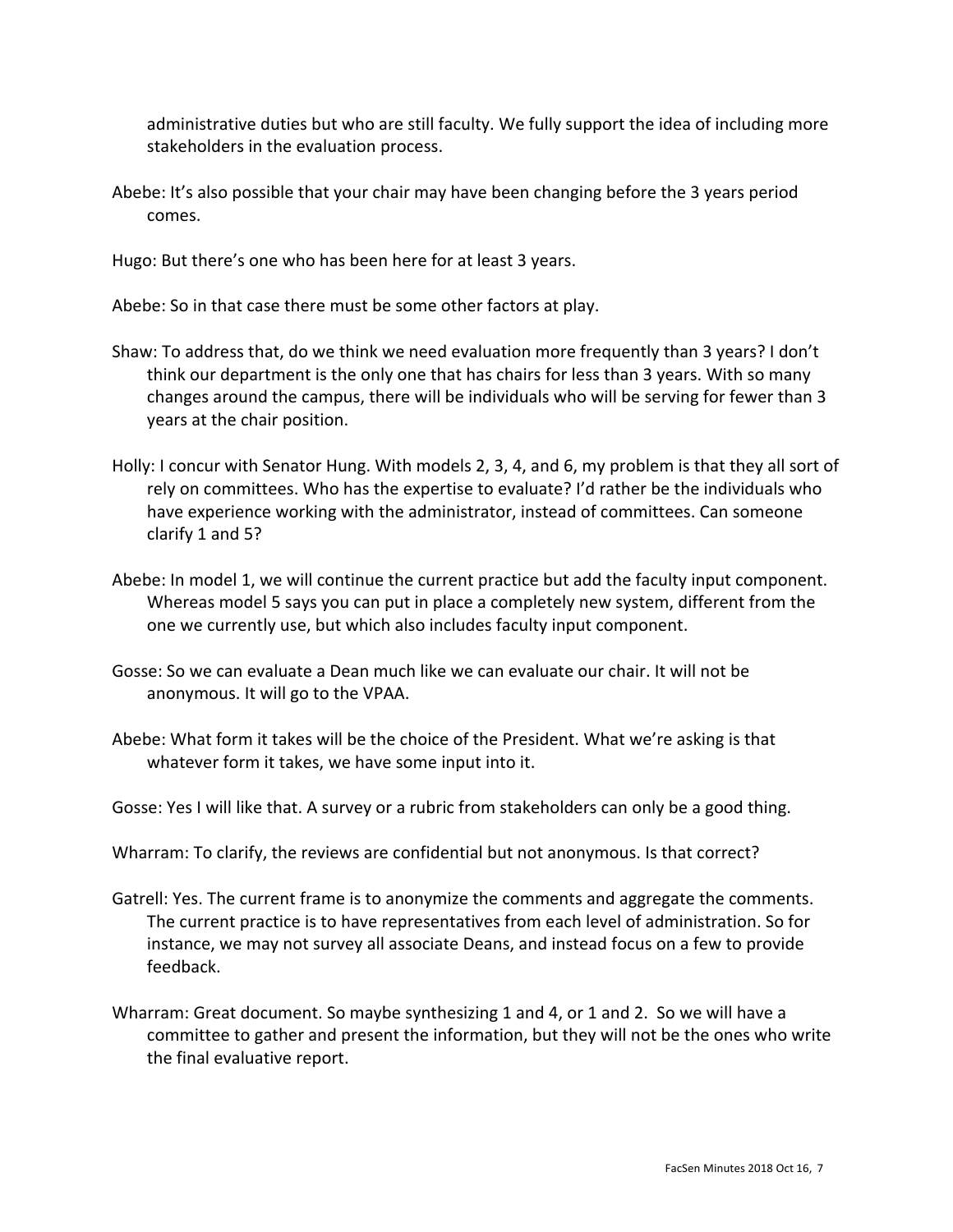administrative duties but who are still faculty. We fully support the idea of including more stakeholders in the evaluation process.

Abebe: It's also possible that your chair may have been changing before the 3 years period comes.

Hugo: But there's one who has been here for at least 3 years.

Abebe: So in that case there must be some other factors at play.

Shaw: To address that, do we think we need evaluation more frequently than 3 years? I don't think our department is the only one that has chairs for less than 3 years. With so many changes around the campus, there will be individuals who will be serving for fewer than 3 years at the chair position.

Holly: I concur with Senator Hung. With models 2, 3, 4, and 6, my problem is that they all sort of rely on committees. Who has the expertise to evaluate? I'd rather be the individuals who have experience working with the administrator, instead of committees. Can someone clarify 1 and 5?

Abebe: In model 1, we will continue the current practice but add the faculty input component. Whereas model 5 says you can put in place a completely new system, different from the one we currently use, but which also includes faculty input component.

Gosse: So we can evaluate a Dean much like we can evaluate our chair. It will not be anonymous. It will go to the VPAA.

Abebe: What form it takes will be the choice of the President. What we're asking is that whatever form it takes, we have some input into it.

Gosse: Yes I will like that. A survey or a rubric from stakeholders can only be a good thing.

Wharram: To clarify, the reviews are confidential but not anonymous. Is that correct?

Gatrell: Yes. The current frame is to anonymize the comments and aggregate the comments. The current practice is to have representatives from each level of administration. So for instance, we may not survey all associate Deans, and instead focus on a few to provide feedback.

Wharram: Great document. So maybe synthesizing 1 and 4, or 1 and 2. So we will have a committee to gather and present the information, but they will not be the ones who write the final evaluative report.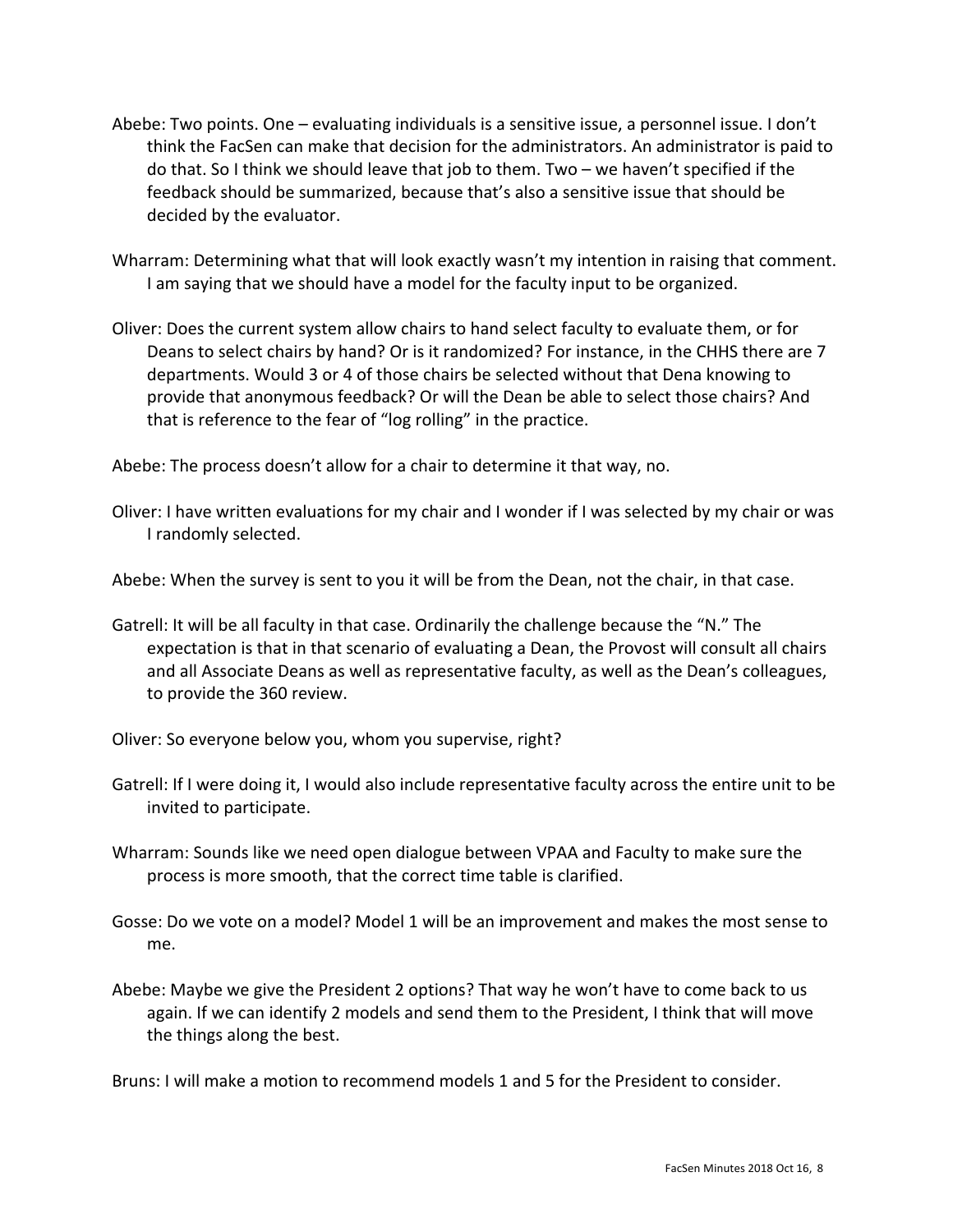Abebe: Two points. One – evaluating individuals is a sensitive issue, a personnel issue. I don't think the FacSen can make that decision for the administrators. An administrator is paid to do that. So I think we should leave that job to them. Two – we haven't specified if the feedback should be summarized, because that's also a sensitive issue that should be decided by the evaluator.

Wharram: Determining what that will look exactly wasn't my intention in raising that comment. I am saying that we should have a model for the faculty input to be organized.

Oliver: Does the current system allow chairs to hand select faculty to evaluate them, or for Deans to select chairs by hand? Or is it randomized? For instance, in the CHHS there are 7 departments. Would 3 or 4 of those chairs be selected without that Dena knowing to provide that anonymous feedback? Or will the Dean be able to select those chairs? And that is reference to the fear of "log rolling" in the practice.

Abebe: The process doesn't allow for a chair to determine it that way, no.

Oliver: I have written evaluations for my chair and I wonder if I was selected by my chair or was I randomly selected.

Abebe: When the survey is sent to you it will be from the Dean, not the chair, in that case.

Gatrell: It will be all faculty in that case. Ordinarily the challenge because the "N." The expectation is that in that scenario of evaluating a Dean, the Provost will consult all chairs and all Associate Deans as well as representative faculty, as well as the Dean's colleagues, to provide the 360 review.

Oliver: So everyone below you, whom you supervise, right?

Gatrell: If I were doing it, I would also include representative faculty across the entire unit to be invited to participate.

Wharram: Sounds like we need open dialogue between VPAA and Faculty to make sure the process is more smooth, that the correct time table is clarified.

Gosse: Do we vote on a model? Model 1 will be an improvement and makes the most sense to me.

Abebe: Maybe we give the President 2 options? That way he won't have to come back to us again. If we can identify 2 models and send them to the President, I think that will move the things along the best.

Bruns: I will make a motion to recommend models 1 and 5 for the President to consider.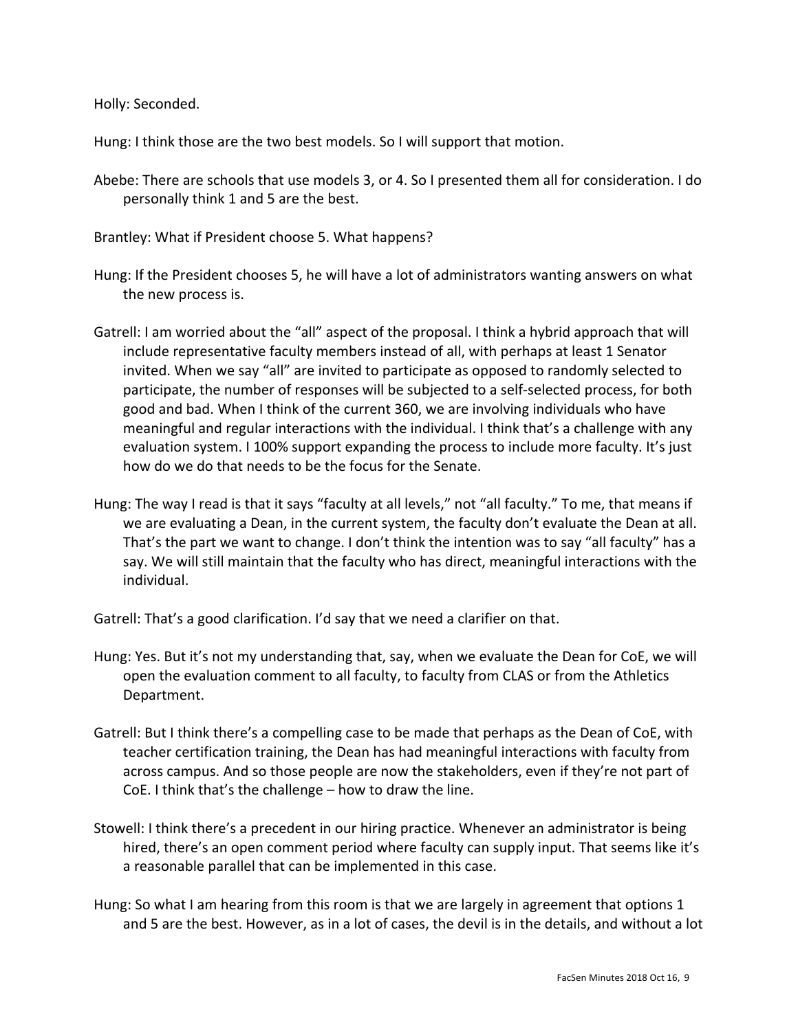Holly: Seconded.

Hung: I think those are the two best models. So I will support that motion.

Abebe: There are schools that use models 3, or 4. So I presented them all for consideration. I do personally think 1 and 5 are the best.

Brantley: What if President choose 5. What happens?

Hung: If the President chooses 5, he will have a lot of administrators wanting answers on what the new process is.

Gatrell: I am worried about the "all" aspect of the proposal. I think a hybrid approach that will include representative faculty members instead of all, with perhaps at least 1 Senator invited. When we say "all" are invited to participate as opposed to randomly selected to participate, the number of responses will be subjected to a self-selected process, for both good and bad. When I think of the current 360, we are involving individuals who have meaningful and regular interactions with the individual. I think that's a challenge with any evaluation system. I 100% support expanding the process to include more faculty. It's just how do we do that needs to be the focus for the Senate.

Hung: The way I read is that it says "faculty at all levels," not "all faculty." To me, that means if we are evaluating a Dean, in the current system, the faculty don't evaluate the Dean at all. That's the part we want to change. I don't think the intention was to say "all faculty" has a say. We will still maintain that the faculty who has direct, meaningful interactions with the individual.

Gatrell: That's a good clarification. I'd say that we need a clarifier on that.

Hung: Yes. But it's not my understanding that, say, when we evaluate the Dean for CoE, we will open the evaluation comment to all faculty, to faculty from CLAS or from the Athletics Department.

Gatrell: But I think there's a compelling case to be made that perhaps as the Dean of CoE, with teacher certification training, the Dean has had meaningful interactions with faculty from across campus. And so those people are now the stakeholders, even if they're not part of CoE. I think that's the challenge – how to draw the line.

Stowell: I think there's a precedent in our hiring practice. Whenever an administrator is being hired, there's an open comment period where faculty can supply input. That seems like it's a reasonable parallel that can be implemented in this case.

Hung: So what I am hearing from this room is that we are largely in agreement that options 1 and 5 are the best. However, as in a lot of cases, the devil is in the details, and without a lot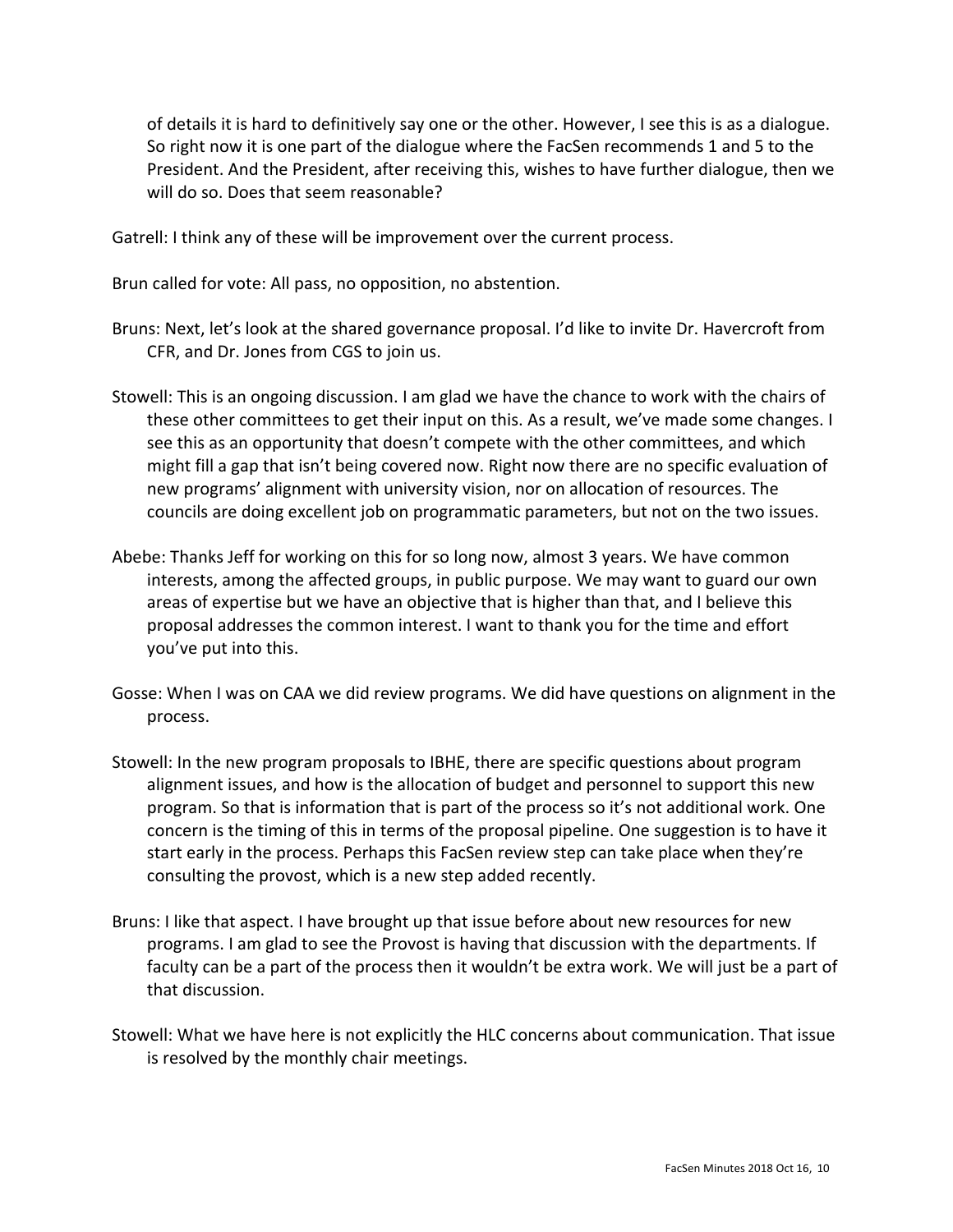of details it is hard to definitively say one or the other. However, I see this is as a dialogue. So right now it is one part of the dialogue where the FacSen recommends 1 and 5 to the President. And the President, after receiving this, wishes to have further dialogue, then we will do so. Does that seem reasonable?

Gatrell: I think any of these will be improvement over the current process.

Brun called for vote: All pass, no opposition, no abstention.

Bruns: Next, let's look at the shared governance proposal. I'd like to invite Dr. Havercroft from CFR, and Dr. Jones from CGS to join us.

Stowell: This is an ongoing discussion. I am glad we have the chance to work with the chairs of these other committees to get their input on this. As a result, we've made some changes. I see this as an opportunity that doesn't compete with the other committees, and which might fill a gap that isn't being covered now. Right now there are no specific evaluation of new programs' alignment with university vision, nor on allocation of resources. The councils are doing excellent job on programmatic parameters, but not on the two issues.

Abebe: Thanks Jeff for working on this for so long now, almost 3 years. We have common interests, among the affected groups, in public purpose. We may want to guard our own areas of expertise but we have an objective that is higher than that, and I believe this proposal addresses the common interest. I want to thank you for the time and effort you've put into this.

Gosse: When I was on CAA we did review programs. We did have questions on alignment in the process.

Stowell: In the new program proposals to IBHE, there are specific questions about program alignment issues, and how is the allocation of budget and personnel to support this new program. So that is information that is part of the process so it's not additional work. One concern is the timing of this in terms of the proposal pipeline. One suggestion is to have it start early in the process. Perhaps this FacSen review step can take place when they're consulting the provost, which is a new step added recently.

Bruns: I like that aspect. I have brought up that issue before about new resources for new programs. I am glad to see the Provost is having that discussion with the departments. If faculty can be a part of the process then it wouldn't be extra work. We will just be a part of that discussion.

Stowell: What we have here is not explicitly the HLC concerns about communication. That issue is resolved by the monthly chair meetings.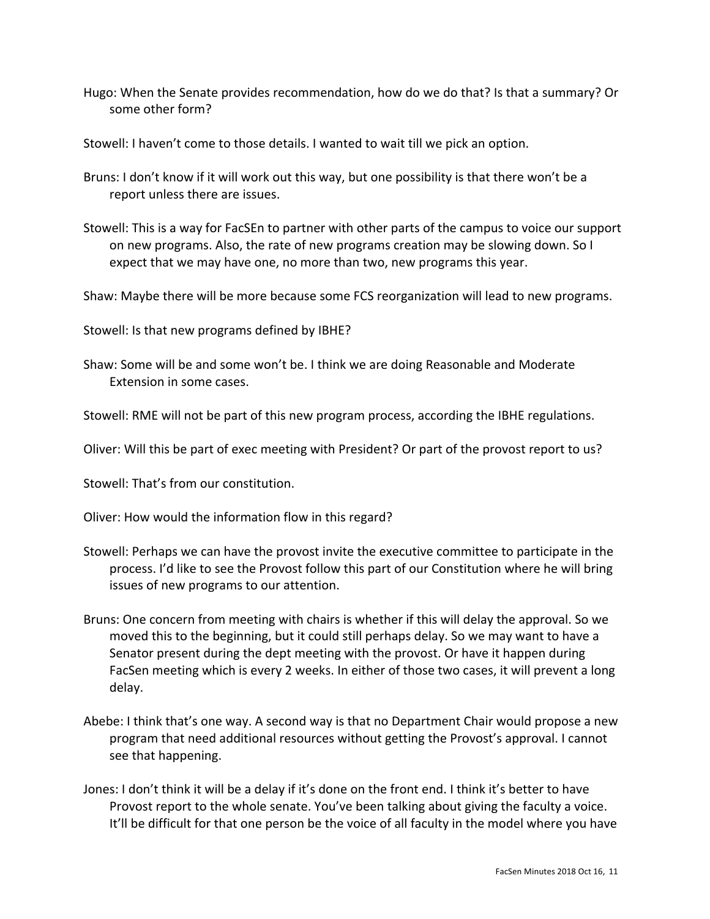Hugo: When the Senate provides recommendation, how do we do that? Is that a summary? Or some other form?

Stowell: I haven't come to those details. I wanted to wait till we pick an option.

Bruns: I don't know if it will work out this way, but one possibility is that there won't be a report unless there are issues.

Stowell: This is a way for FacSEn to partner with other parts of the campus to voice our support on new programs. Also, the rate of new programs creation may be slowing down. So I expect that we may have one, no more than two, new programs this year.

Shaw: Maybe there will be more because some FCS reorganization will lead to new programs.

Stowell: Is that new programs defined by IBHE?

Shaw: Some will be and some won't be. I think we are doing Reasonable and Moderate Extension in some cases.

Stowell: RME will not be part of this new program process, according the IBHE regulations.

Oliver: Will this be part of exec meeting with President? Or part of the provost report to us?

Stowell: That's from our constitution.

Oliver: How would the information flow in this regard?

Stowell: Perhaps we can have the provost invite the executive committee to participate in the process. I'd like to see the Provost follow this part of our Constitution where he will bring issues of new programs to our attention.

Bruns: One concern from meeting with chairs is whether if this will delay the approval. So we moved this to the beginning, but it could still perhaps delay. So we may want to have a Senator present during the dept meeting with the provost. Or have it happen during FacSen meeting which is every 2 weeks. In either of those two cases, it will prevent a long delay.

Abebe: I think that's one way. A second way is that no Department Chair would propose a new program that need additional resources without getting the Provost's approval. I cannot see that happening.

Jones: I don't think it will be a delay if it's done on the front end. I think it's better to have Provost report to the whole senate. You've been talking about giving the faculty a voice. It'll be difficult for that one person be the voice of all faculty in the model where you have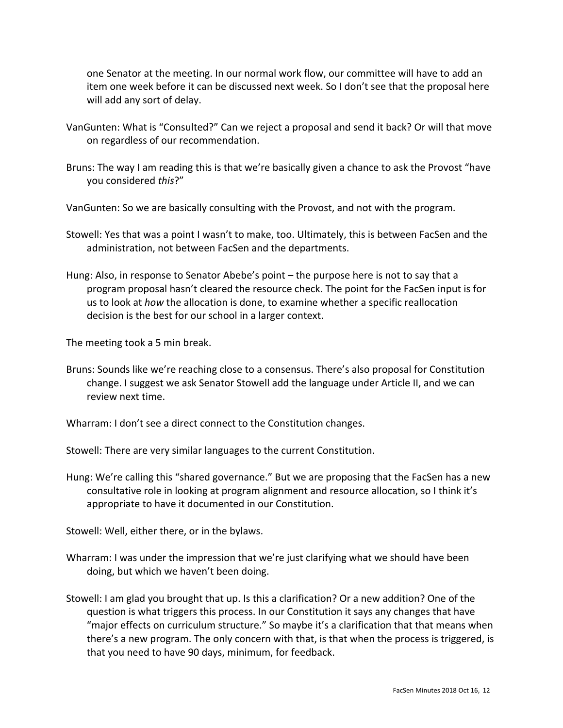one Senator at the meeting. In our normal work flow, our committee will have to add an item one week before it can be discussed next week. So I don't see that the proposal here will add any sort of delay.

VanGunten: What is "Consulted?" Can we reject a proposal and send it back? Or will that move on regardless of our recommendation.

Bruns: The way I am reading this is that we're basically given a chance to ask the Provost "have you considered *this*?"

VanGunten: So we are basically consulting with the Provost, and not with the program.

Stowell: Yes that was a point I wasn't to make, too. Ultimately, this is between FacSen and the administration, not between FacSen and the departments.

Hung: Also, in response to Senator Abebe's point – the purpose here is not to say that a program proposal hasn't cleared the resource check. The point for the FacSen input is for us to look at *how* the allocation is done, to examine whether a specific reallocation decision is the best for our school in a larger context.

The meeting took a 5 min break.

Bruns: Sounds like we're reaching close to a consensus. There's also proposal for Constitution change. I suggest we ask Senator Stowell add the language under Article II, and we can review next time.

Wharram: I don't see a direct connect to the Constitution changes.

Stowell: There are very similar languages to the current Constitution.

Hung: We're calling this "shared governance." But we are proposing that the FacSen has a new consultative role in looking at program alignment and resource allocation, so I think it's appropriate to have it documented in our Constitution.

Stowell: Well, either there, or in the bylaws.

Wharram: I was under the impression that we're just clarifying what we should have been doing, but which we haven't been doing.

Stowell: I am glad you brought that up. Is this a clarification? Or a new addition? One of the question is what triggers this process. In our Constitution it says any changes that have "major effects on curriculum structure." So maybe it's a clarification that that means when there's a new program. The only concern with that, is that when the process is triggered, is that you need to have 90 days, minimum, for feedback.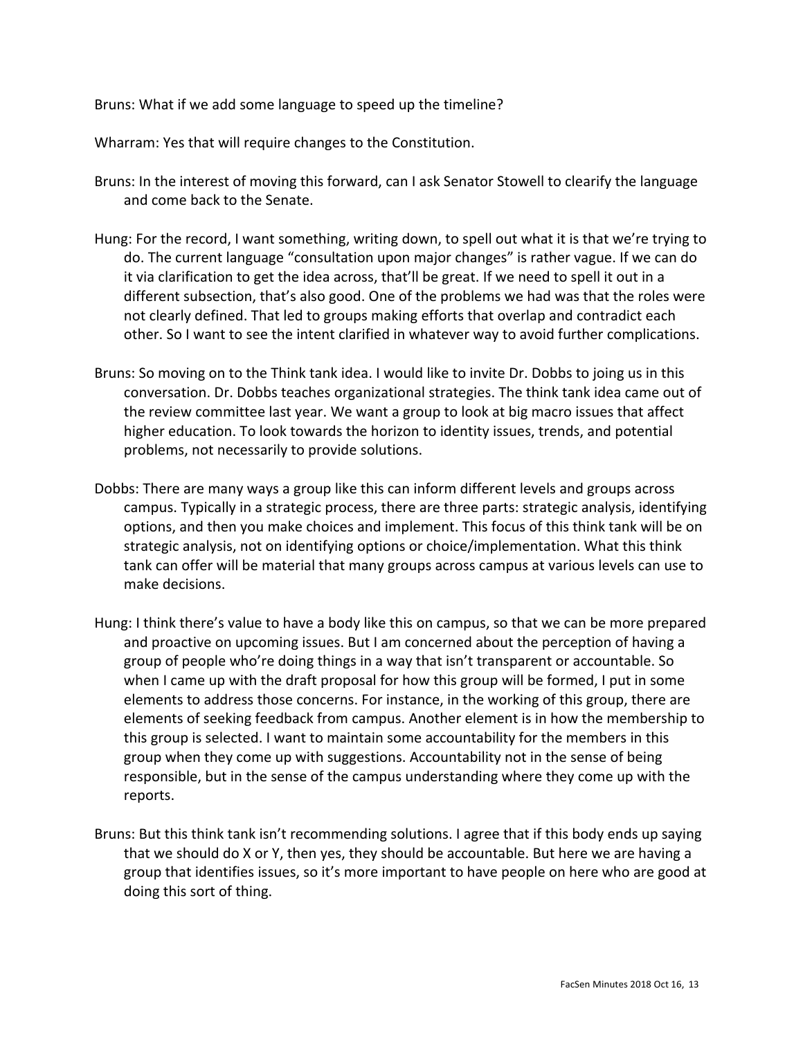Bruns: What if we add some language to speed up the timeline?

Wharram: Yes that will require changes to the Constitution.

Bruns: In the interest of moving this forward, can I ask Senator Stowell to clearify the language and come back to the Senate.

Hung: For the record, I want something, writing down, to spell out what it is that we're trying to do. The current language "consultation upon major changes" is rather vague. If we can do it via clarification to get the idea across, that'll be great. If we need to spell it out in a different subsection, that's also good. One of the problems we had was that the roles were not clearly defined. That led to groups making efforts that overlap and contradict each other. So I want to see the intent clarified in whatever way to avoid further complications.

Bruns: So moving on to the Think tank idea. I would like to invite Dr. Dobbs to joining us in this conversation. Dr. Dobbs teaches organizational strategies. The think tank idea came out of the review committee last year. We want a group to look at big macro issues that affect higher education. To look towards the horizon to identity issues, trends, and potential problems, not necessarily to provide solutions.

Dobbs: There are many ways a group like this can inform different levels and groups across campus. Typically in a strategic process, there are three parts: strategic analysis, identifying options, and then you make choices and implement. This focus of this think tank will be on strategic analysis, not on identifying options or choice/implementation. What this think tank can offer will be material that many groups across campus at various levels can use to make decisions.

Hung: I think there's value to have a body like this on campus, so that we can be more prepared and proactive on upcoming issues. But I am concerned about the perception of having a group of people who're doing things in a way that isn't transparent or accountable. So when I came up with the draft proposal for how this group will be formed, I put in some elements to address those concerns. For instance, in the working of this group, there are elements of seeking feedback from campus. Another element is in how the membership to this group is selected. I want to maintain some accountability for the members in this group when they come up with suggestions. Accountability not in the sense of being responsible, but in the sense of the campus understanding where they come up with the reports.

Bruns: But this think tank isn't recommending solutions. I agree that if this body ends up saying that we should do X or Y, then yes, they should be accountable. But here we are having a group that identifies issues, so it's more important to have people on here who are good at doing this sort of thing.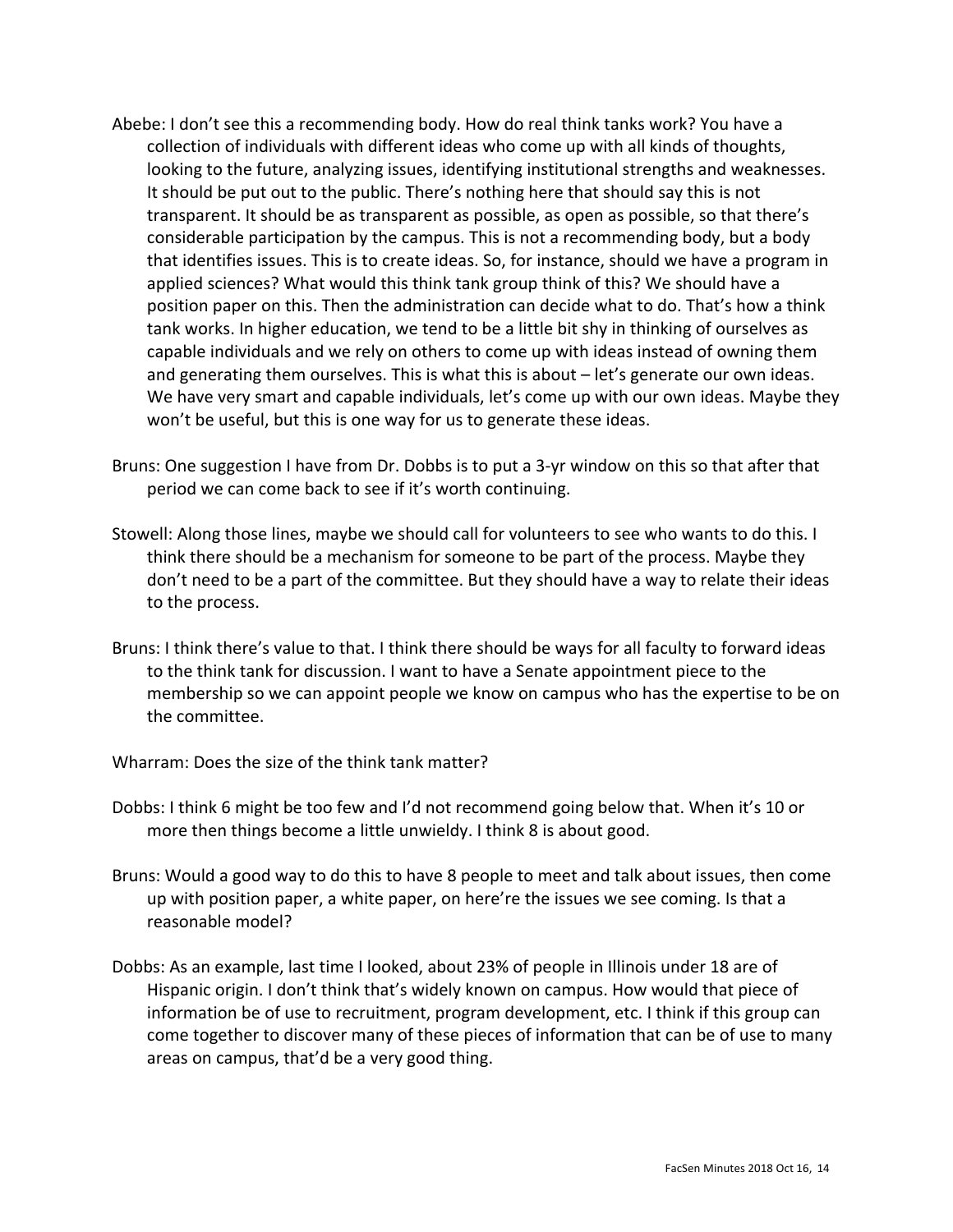Abebe: I don't see this a recommending body. How do real think tanks work? You have a collection of individuals with different ideas who come up with all kinds of thoughts, looking to the future, analyzing issues, identifying institutional strengths and weaknesses. It should be put out to the public. There's nothing here that should say this is not transparent. It should be as transparent as possible, as open as possible, so that there's considerable participation by the campus. This is not a recommending body, but a body that identifies issues. This is to create ideas. So, for instance, should we have a program in applied sciences? What would this think tank group think of this? We should have a position paper on this. Then the administration can decide what to do. That's how a think tank works. In higher education, we tend to be a little bit shy in thinking of ourselves as capable individuals and we rely on others to come up with ideas instead of owning them and generating them ourselves. This is what this is about – let's generate our own ideas. We have very smart and capable individuals, let's come up with our own ideas. Maybe they won't be useful, but this is one way for us to generate these ideas.

Bruns: One suggestion I have from Dr. Dobbs is to put a 3-yr window on this so that after that period we can come back to see if it's worth continuing.

Stowell: Along those lines, maybe we should call for volunteers to see who wants to do this. I think there should be a mechanism for someone to be part of the process. Maybe they don't need to be a part of the committee. But they should have a way to relate their ideas to the process.

Bruns: I think there's value to that. I think there should be ways for all faculty to forward ideas to the think tank for discussion. I want to have a Senate appointment piece to the membership so we can appoint people we know on campus who has the expertise to be on the committee.

Wharram: Does the size of the think tank matter?

Dobbs: I think 6 might be too few and I'd not recommend going below that. When it's 10 or more then things become a little unwieldy. I think 8 is about good.

Bruns: Would a good way to do this to have 8 people to meet and talk about issues, then come up with position paper, a white paper, on here're the issues we see coming. Is that a reasonable model?

Dobbs: As an example, last time I looked, about 23% of people in Illinois under 18 are of Hispanic origin. I don't think that's widely known on campus. How would that piece of information be of use to recruitment, program development, etc. I think if this group can come together to discover many of these pieces of information that can be of use to many areas on campus, that'd be a very good thing.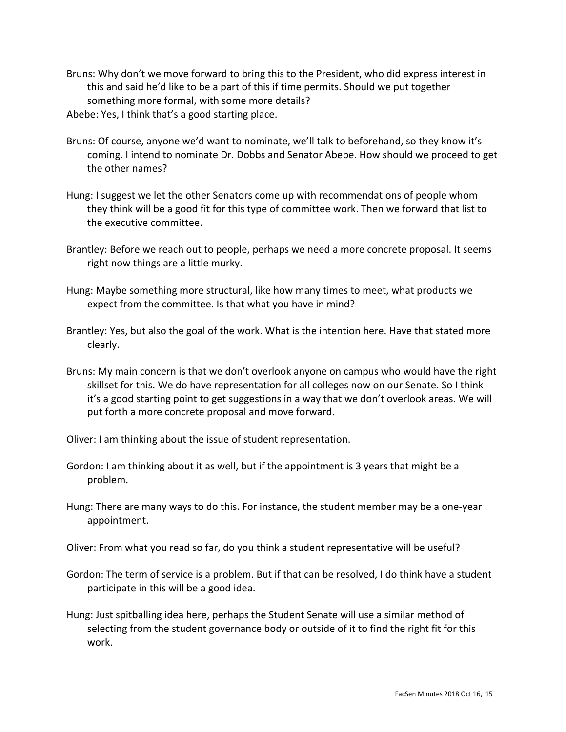Bruns: Why don't we move forward to bring this to the President, who did express interest in this and said he'd like to be a part of this if time permits. Should we put together something more formal, with some more details?

Abebe: Yes, I think that's a good starting place.

Bruns: Of course, anyone we'd want to nominate, we'll talk to beforehand, so they know it's coming. I intend to nominate Dr. Dobbs and Senator Abebe. How should we proceed to get the other names?

Hung: I suggest we let the other Senators come up with recommendations of people whom they think will be a good fit for this type of committee work. Then we forward that list to the executive committee.

Brantley: Before we reach out to people, perhaps we need a more concrete proposal. It seems right now things are a little murky.

Hung: Maybe something more structural, like how many times to meet, what products we expect from the committee. Is that what you have in mind?

Brantley: Yes, but also the goal of the work. What is the intention here. Have that stated more clearly.

Bruns: My main concern is that we don't overlook anyone on campus who would have the right skillset for this. We do have representation for all colleges now on our Senate. So I think it's a good starting point to get suggestions in a way that we don't overlook areas. We will put forth a more concrete proposal and move forward.

Oliver: I am thinking about the issue of student representation.

Gordon: I am thinking about it as well, but if the appointment is 3 years that might be a problem.

Hung: There are many ways to do this. For instance, the student member may be a one-year appointment.

Oliver: From what you read so far, do you think a student representative will be useful?

Gordon: The term of service is a problem. But if that can be resolved, I do think have a student participate in this will be a good idea.

Hung: Just spitballing idea here, perhaps the Student Senate will use a similar method of selecting from the student governance body or outside of it to find the right fit for this work.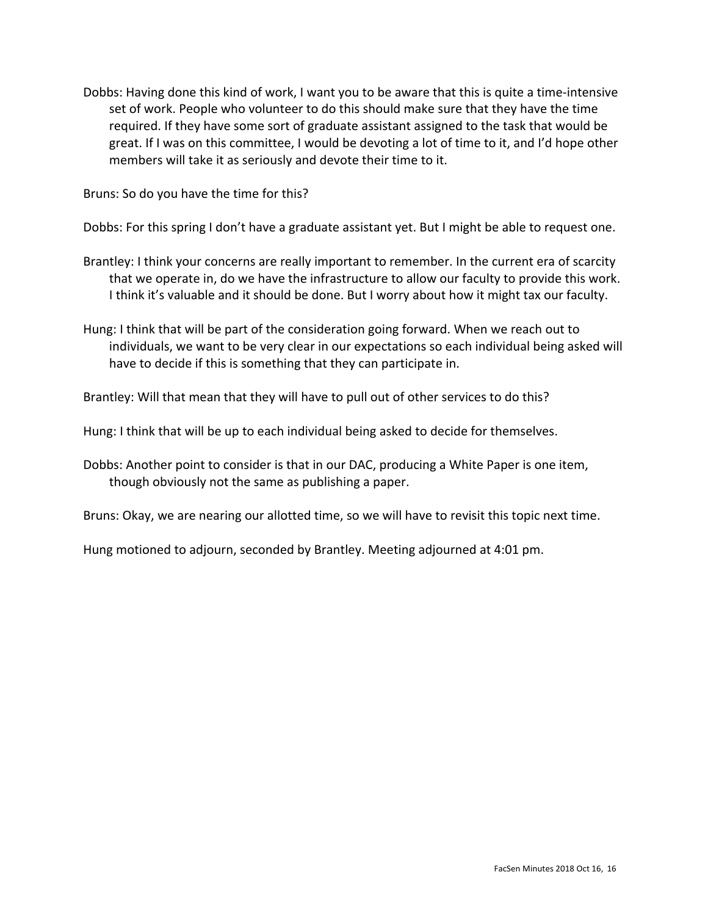Dobbs: Having done this kind of work, I want you to be aware that this is quite a time-intensive set of work. People who volunteer to do this should make sure that they have the time required. If they have some sort of graduate assistant assigned to the task that would be great. If I was on this committee, I would be devoting a lot of time to it, and I'd hope other members will take it as seriously and devote their time to it.

Bruns: So do you have the time for this?

Dobbs: For this spring I don't have a graduate assistant yet. But I might be able to request one.

Brantley: I think your concerns are really important to remember. In the current era of scarcity that we operate in, do we have the infrastructure to allow our faculty to provide this work. I think it's valuable and it should be done. But I worry about how it might tax our faculty.

Hung: I think that will be part of the consideration going forward. When we reach out to individuals, we want to be very clear in our expectations so each individual being asked will have to decide if this is something that they can participate in.

Brantley: Will that mean that they will have to pull out of other services to do this?

Hung: I think that will be up to each individual being asked to decide for themselves.

Dobbs: Another point to consider is that in our DAC, producing a White Paper is one item, though obviously not the same as publishing a paper.

Bruns: Okay, we are nearing our allotted time, so we will have to revisit this topic next time.

Hung motioned to adjourn, seconded by Brantley. Meeting adjourned at 4:01 pm.